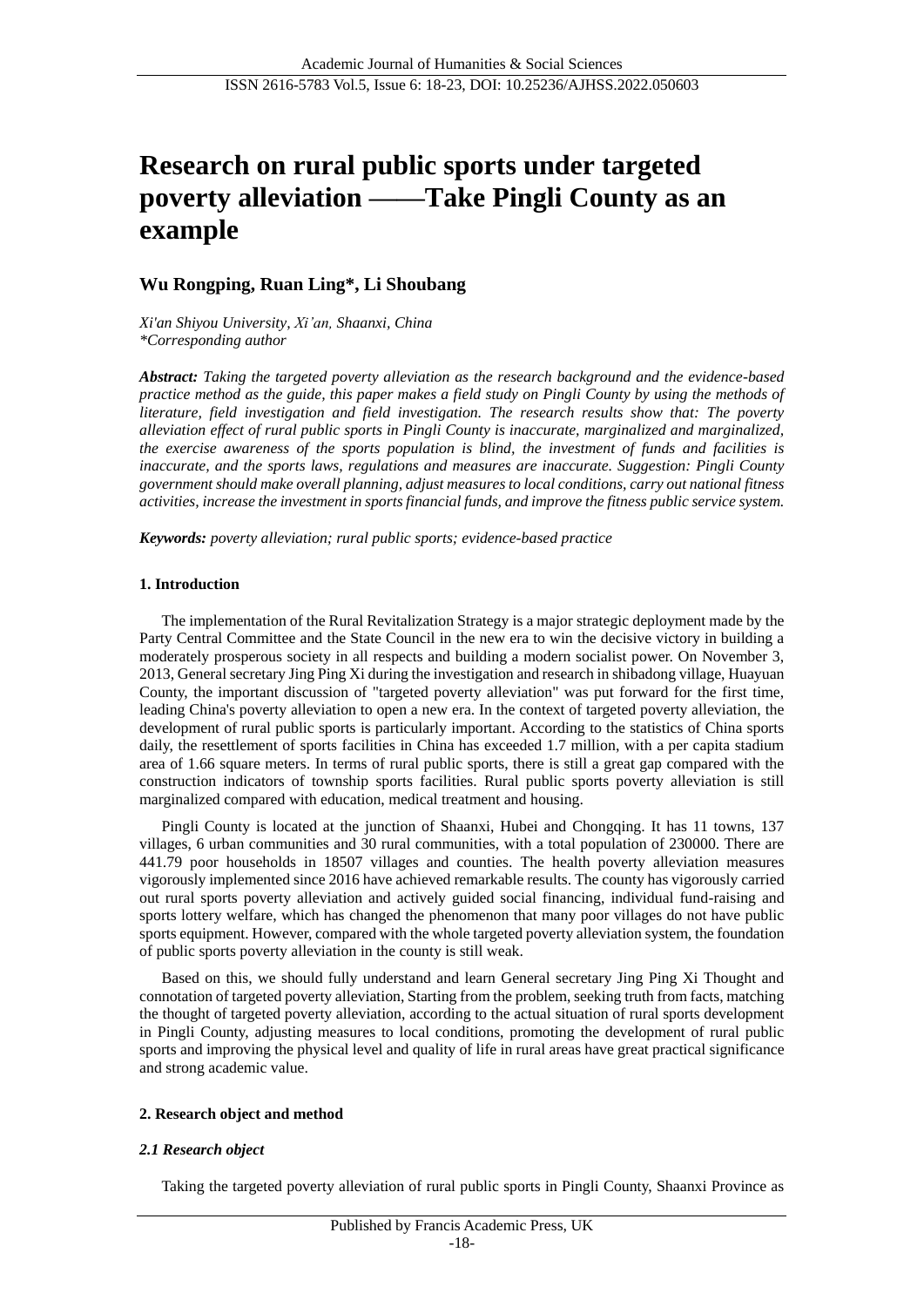# Research on rural public sports under targeted poverty alleviation ——Take Pingli County as an example

## Wu Rongping, Ruan Ling*, Li Shoubang

*Xi'an Shiyou University, Xi'an, Shaanxi, China*
*\*Corresponding author*

***Abstract:*** *Taking the targeted poverty alleviation as the research background and the evidence-based practice method as the guide, this paper makes a field study on Pingli County by using the methods of literature, field investigation and field investigation. The research results show that: The poverty alleviation effect of rural public sports in Pingli County is inaccurate, marginalized and marginalized, the exercise awareness of the sports population is blind, the investment of funds and facilities is inaccurate, and the sports laws, regulations and measures are inaccurate. Suggestion: Pingli County government should make overall planning, adjust measures to local conditions, carry out national fitness activities, increase the investment in sports financial funds, and improve the fitness public service system.*

***Keywords:*** *poverty alleviation; rural public sports; evidence-based practice*

### 1. Introduction

The implementation of the Rural Revitalization Strategy is a major strategic deployment made by the Party Central Committee and the State Council in the new era to win the decisive victory in building a moderately prosperous society in all respects and building a modern socialist power. On November 3, 2013, General secretary Jing Ping Xi during the investigation and research in shibadong village, Huayuan County, the important discussion of "targeted poverty alleviation" was put forward for the first time, leading China's poverty alleviation to open a new era. In the context of targeted poverty alleviation, the development of rural public sports is particularly important. According to the statistics of China sports daily, the resettlement of sports facilities in China has exceeded 1.7 million, with a per capita stadium area of 1.66 square meters. In terms of rural public sports, there is still a great gap compared with the construction indicators of township sports facilities. Rural public sports poverty alleviation is still marginalized compared with education, medical treatment and housing.

Pingli County is located at the junction of Shaanxi, Hubei and Chongqing. It has 11 towns, 137 villages, 6 urban communities and 30 rural communities, with a total population of 230000. There are 441.79 poor households in 18507 villages and counties. The health poverty alleviation measures vigorously implemented since 2016 have achieved remarkable results. The county has vigorously carried out rural sports poverty alleviation and actively guided social financing, individual fund-raising and sports lottery welfare, which has changed the phenomenon that many poor villages do not have public sports equipment. However, compared with the whole targeted poverty alleviation system, the foundation of public sports poverty alleviation in the county is still weak.

Based on this, we should fully understand and learn General secretary Jing Ping Xi Thought and connotation of targeted poverty alleviation, Starting from the problem, seeking truth from facts, matching the thought of targeted poverty alleviation, according to the actual situation of rural sports development in Pingli County, adjusting measures to local conditions, promoting the development of rural public sports and improving the physical level and quality of life in rural areas have great practical significance and strong academic value.

### 2. Research object and method

#### *2.1 Research object*

Taking the targeted poverty alleviation of rural public sports in Pingli County, Shaanxi Province as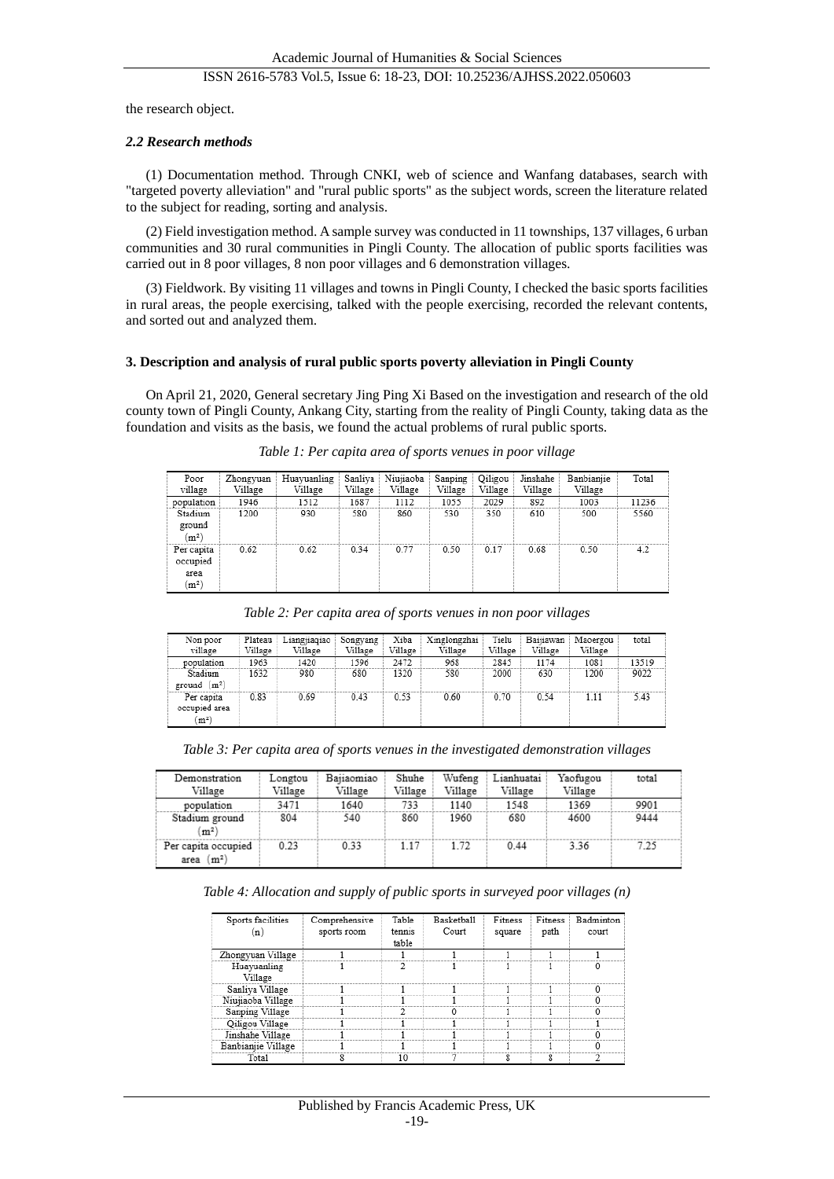the research object.

### *2.2 Research methods*

(1) Documentation method. Through CNKI, web of science and Wanfang databases, search with "targeted poverty alleviation" and "rural public sports" as the subject words, screen the literature related to the subject for reading, sorting and analysis.

(2) Field investigation method. A sample survey was conducted in 11 townships, 137 villages, 6 urban communities and 30 rural communities in Pingli County. The allocation of public sports facilities was carried out in 8 poor villages, 8 non poor villages and 6 demonstration villages.

(3) Fieldwork. By visiting 11 villages and towns in Pingli County, I checked the basic sports facilities in rural areas, the people exercising, talked with the people exercising, recorded the relevant contents, and sorted out and analyzed them.

## 3. Description and analysis of rural public sports poverty alleviation in Pingli County

On April 21, 2020, General secretary Jing Ping Xi Based on the investigation and research of the old county town of Pingli County, Ankang City, starting from the reality of Pingli County, taking data as the foundation and visits as the basis, we found the actual problems of rural public sports.

*Table 1: Per capita area of sports venues in poor village*

| Poor village | Zhongyuan Village | Huayuanling Village | Sanliya Village | Niujiaoba Village | Sanping Village | Qiligou Village | Jinshahe Village | Banbianjie Village | Total |
|---|---|---|---|---|---|---|---|---|---|
| population | 1946 | 1512 | 1687 | 1112 | 1055 | 2029 | 892 | 1003 | 11236 |
| Stadium ground (m²) | 1200 | 930 | 580 | 860 | 530 | 350 | 610 | 500 | 5560 |
| Per capita occupied area (m²) | 0.62 | 0.62 | 0.34 | 0.77 | 0.50 | 0.17 | 0.68 | 0.50 | 4.2 |

*Table 2: Per capita area of sports venues in non poor villages*

| Non poor village | Plateau Village | Liangjiaqiao Village | Songyang Village | Xiba Village | Xinglongzhai Village | Tielu Village | Baijiawan Village | Maoergou Village | total |
|---|---|---|---|---|---|---|---|---|---|
| population | 1963 | 1420 | 1596 | 2472 | 968 | 2845 | 1174 | 1081 | 13519 |
| Stadium ground (m²) | 1632 | 980 | 680 | 1320 | 580 | 2000 | 630 | 1200 | 9022 |
| Per capita occupied area (m²) | 0.83 | 0.69 | 0.43 | 0.53 | 0.60 | 0.70 | 0.54 | 1.11 | 5.43 |

*Table 3: Per capita area of sports venues in the investigated demonstration villages*

| Demonstration Village | Longtou Village | Bajiaomiao Village | Shuhe Village | Wufeng Village | Lianhuatai Village | Yaofugou Village | total |
|---|---|---|---|---|---|---|---|
| population | 3471 | 1640 | 733 | 1140 | 1548 | 1369 | 9901 |
| Stadium ground (m²) | 804 | 540 | 860 | 1960 | 680 | 4600 | 9444 |
| Per capita occupied area (m²) | 0.23 | 0.33 | 1.17 | 1.72 | 0.44 | 3.36 | 7.25 |

*Table 4: Allocation and supply of public sports in surveyed poor villages (n)*

| Sports facilities (n) | Comprehensive sports room | Table tennis table | Basketball Court | Fitness square | Fitness path | Badminton court |
|---|---|---|---|---|---|---|
| Zhongyuan Village | 1 | 1 | 1 | 1 | 1 | 1 |
| Huayuanling Village | 1 | 2 | 1 | 1 | 1 | 0 |
| Sanliya Village | 1 | 1 | 1 | 1 | 1 | 0 |
| Niujiaoba Village | 1 | 1 | 1 | 1 | 1 | 0 |
| Sanping Village | 1 | 2 | 0 | 1 | 1 | 0 |
| Qiligou Village | 1 | 1 | 1 | 1 | 1 | 1 |
| Jinshahe Village | 1 | 1 | 1 | 1 | 1 | 0 |
| Banbianjie Village | 1 | 1 | 1 | 1 | 1 | 0 |
| Total | 8 | 10 | 7 | 8 | 8 | 2 |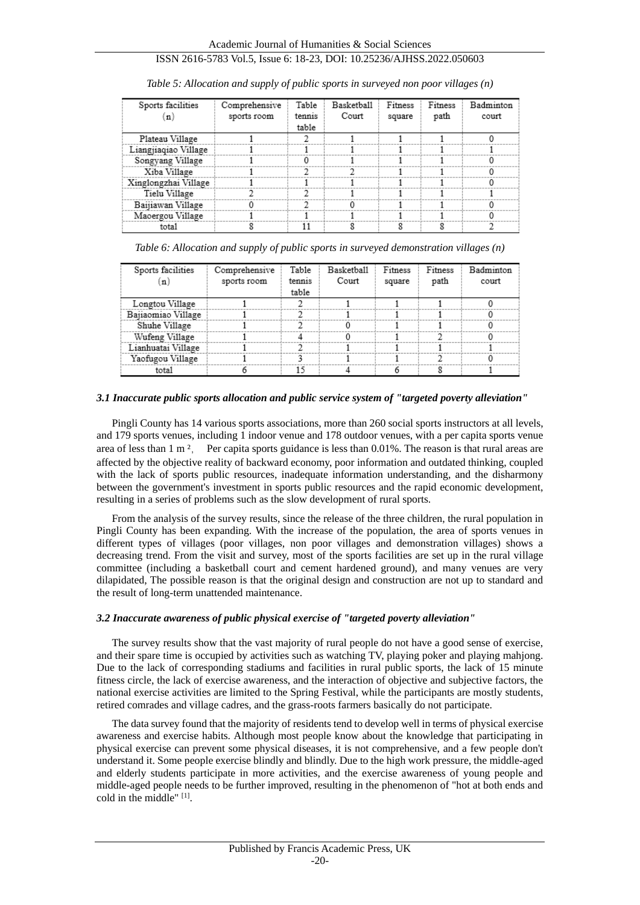*Table 5: Allocation and supply of public sports in surveyed non poor villages (n)*

| Sports facilities (n) | Comprehensive sports room | Table tennis table | Basketball Court | Fitness square | Fitness path | Badminton court |
|---|---|---|---|---|---|---|
| Plateau Village | 1 | 2 | 1 | 1 | 1 | 0 |
| Liangjiaqiao Village | 1 | 1 | 1 | 1 | 1 | 1 |
| Songyang Village | 1 | 0 | 1 | 1 | 1 | 0 |
| Xiba Village | 1 | 2 | 2 | 1 | 1 | 0 |
| Xinglongzhai Village | 1 | 1 | 1 | 1 | 1 | 0 |
| Tielu Village | 2 | 2 | 1 | 1 | 1 | 1 |
| Baijiawan Village | 0 | 2 | 0 | 1 | 1 | 0 |
| Maoergou Village | 1 | 1 | 1 | 1 | 1 | 0 |
| total | 8 | 11 | 8 | 8 | 8 | 2 |

*Table 6: Allocation and supply of public sports in surveyed demonstration villages (n)*

| Sports facilities (n) | Comprehensive sports room | Table tennis table | Basketball Court | Fitness square | Fitness path | Badminton court |
|---|---|---|---|---|---|---|
| Longtou Village | 1 | 2 | 1 | 1 | 1 | 0 |
| Bajiaomiao Village | 1 | 2 | 1 | 1 | 1 | 0 |
| Shuhe Village | 1 | 2 | 0 | 1 | 1 | 0 |
| Wufeng Village | 1 | 4 | 0 | 1 | 2 | 0 |
| Lianhuatai Village | 1 | 2 | 1 | 1 | 1 | 1 |
| Yaofugou Village | 1 | 3 | 1 | 1 | 2 | 0 |
| total | 6 | 15 | 4 | 6 | 8 | 1 |

### 3.1 Inaccurate public sports allocation and public service system of "targeted poverty alleviation"

Pingli County has 14 various sports associations, more than 260 social sports instructors at all levels, and 179 sports venues, including 1 indoor venue and 178 outdoor venues, with a per capita sports venue area of less than 1 m², Per capita sports guidance is less than 0.01%. The reason is that rural areas are affected by the objective reality of backward economy, poor information and outdated thinking, coupled with the lack of sports public resources, inadequate information understanding, and the disharmony between the government's investment in sports public resources and the rapid economic development, resulting in a series of problems such as the slow development of rural sports.

From the analysis of the survey results, since the release of the three children, the rural population in Pingli County has been expanding. With the increase of the population, the area of sports venues in different types of villages (poor villages, non poor villages and demonstration villages) shows a decreasing trend. From the visit and survey, most of the sports facilities are set up in the rural village committee (including a basketball court and cement hardened ground), and many venues are very dilapidated, The possible reason is that the original design and construction are not up to standard and the result of long-term unattended maintenance.

### 3.2 Inaccurate awareness of public physical exercise of "targeted poverty alleviation"

The survey results show that the vast majority of rural people do not have a good sense of exercise, and their spare time is occupied by activities such as watching TV, playing poker and playing mahjong. Due to the lack of corresponding stadiums and facilities in rural public sports, the lack of 15 minute fitness circle, the lack of exercise awareness, and the interaction of objective and subjective factors, the national exercise activities are limited to the Spring Festival, while the participants are mostly students, retired comrades and village cadres, and the grass-roots farmers basically do not participate.

The data survey found that the majority of residents tend to develop well in terms of physical exercise awareness and exercise habits. Although most people know about the knowledge that participating in physical exercise can prevent some physical diseases, it is not comprehensive, and a few people don't understand it. Some people exercise blindly and blindly. Due to the high work pressure, the middle-aged and elderly students participate in more activities, and the exercise awareness of young people and middle-aged people needs to be further improved, resulting in the phenomenon of "hot at both ends and cold in the middle" [1].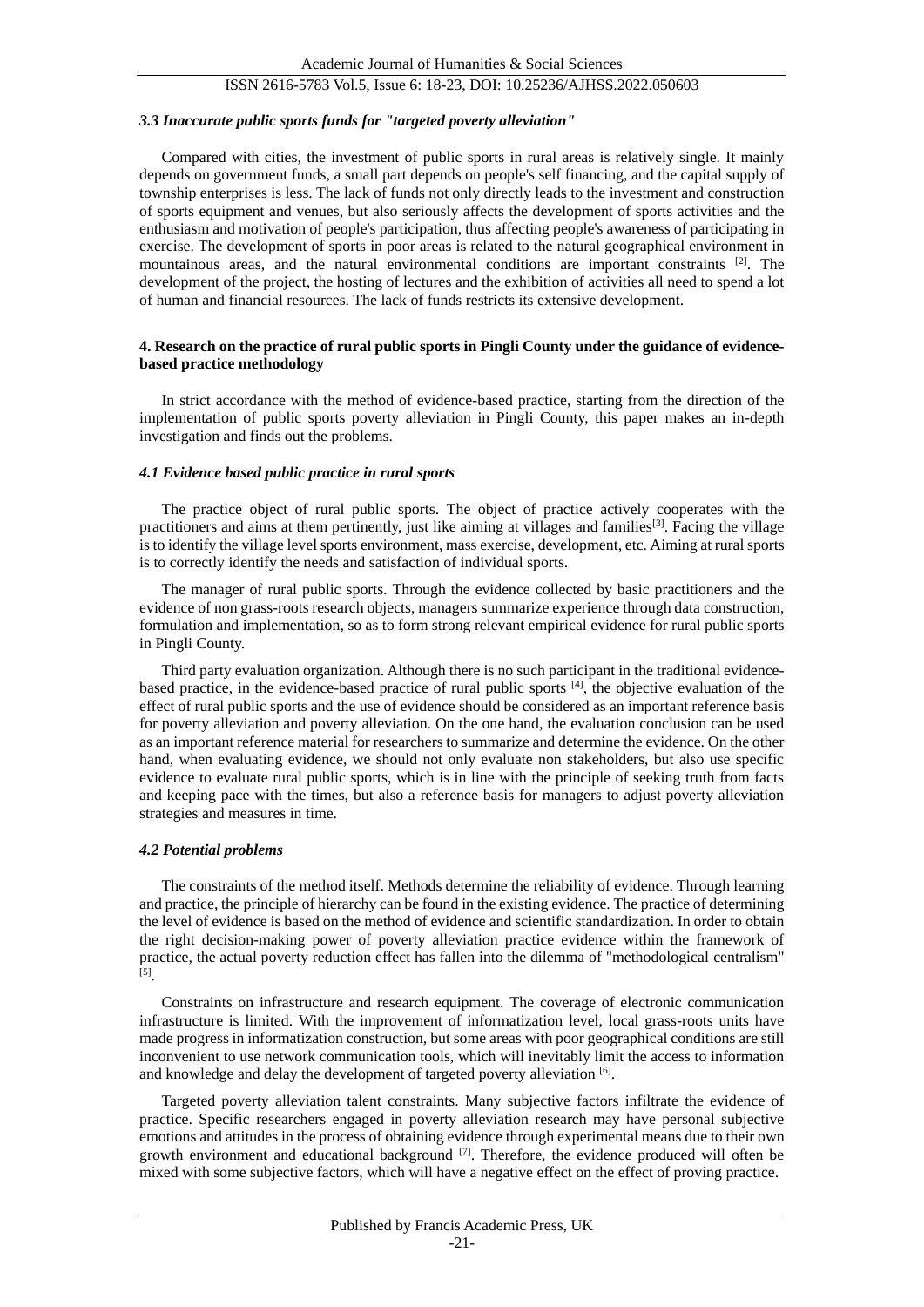### *3.3 Inaccurate public sports funds for "targeted poverty alleviation"*

Compared with cities, the investment of public sports in rural areas is relatively single. It mainly depends on government funds, a small part depends on people's self financing, and the capital supply of township enterprises is less. The lack of funds not only directly leads to the investment and construction of sports equipment and venues, but also seriously affects the development of sports activities and the enthusiasm and motivation of people's participation, thus affecting people's awareness of participating in exercise. The development of sports in poor areas is related to the natural geographical environment in mountainous areas, and the natural environmental conditions are important constraints [2]. The development of the project, the hosting of lectures and the exhibition of activities all need to spend a lot of human and financial resources. The lack of funds restricts its extensive development.

## 4. Research on the practice of rural public sports in Pingli County under the guidance of evidence-based practice methodology

In strict accordance with the method of evidence-based practice, starting from the direction of the implementation of public sports poverty alleviation in Pingli County, this paper makes an in-depth investigation and finds out the problems.

### *4.1 Evidence based public practice in rural sports*

The practice object of rural public sports. The object of practice actively cooperates with the practitioners and aims at them pertinently, just like aiming at villages and families[3]. Facing the village is to identify the village level sports environment, mass exercise, development, etc. Aiming at rural sports is to correctly identify the needs and satisfaction of individual sports.

The manager of rural public sports. Through the evidence collected by basic practitioners and the evidence of non grass-roots research objects, managers summarize experience through data construction, formulation and implementation, so as to form strong relevant empirical evidence for rural public sports in Pingli County.

Third party evaluation organization. Although there is no such participant in the traditional evidence-based practice, in the evidence-based practice of rural public sports [4], the objective evaluation of the effect of rural public sports and the use of evidence should be considered as an important reference basis for poverty alleviation and poverty alleviation. On the one hand, the evaluation conclusion can be used as an important reference material for researchers to summarize and determine the evidence. On the other hand, when evaluating evidence, we should not only evaluate non stakeholders, but also use specific evidence to evaluate rural public sports, which is in line with the principle of seeking truth from facts and keeping pace with the times, but also a reference basis for managers to adjust poverty alleviation strategies and measures in time.

### *4.2 Potential problems*

The constraints of the method itself. Methods determine the reliability of evidence. Through learning and practice, the principle of hierarchy can be found in the existing evidence. The practice of determining the level of evidence is based on the method of evidence and scientific standardization. In order to obtain the right decision-making power of poverty alleviation practice evidence within the framework of practice, the actual poverty reduction effect has fallen into the dilemma of "methodological centralism" [5].

Constraints on infrastructure and research equipment. The coverage of electronic communication infrastructure is limited. With the improvement of informatization level, local grass-roots units have made progress in informatization construction, but some areas with poor geographical conditions are still inconvenient to use network communication tools, which will inevitably limit the access to information and knowledge and delay the development of targeted poverty alleviation [6].

Targeted poverty alleviation talent constraints. Many subjective factors infiltrate the evidence of practice. Specific researchers engaged in poverty alleviation research may have personal subjective emotions and attitudes in the process of obtaining evidence through experimental means due to their own growth environment and educational background [7]. Therefore, the evidence produced will often be mixed with some subjective factors, which will have a negative effect on the effect of proving practice.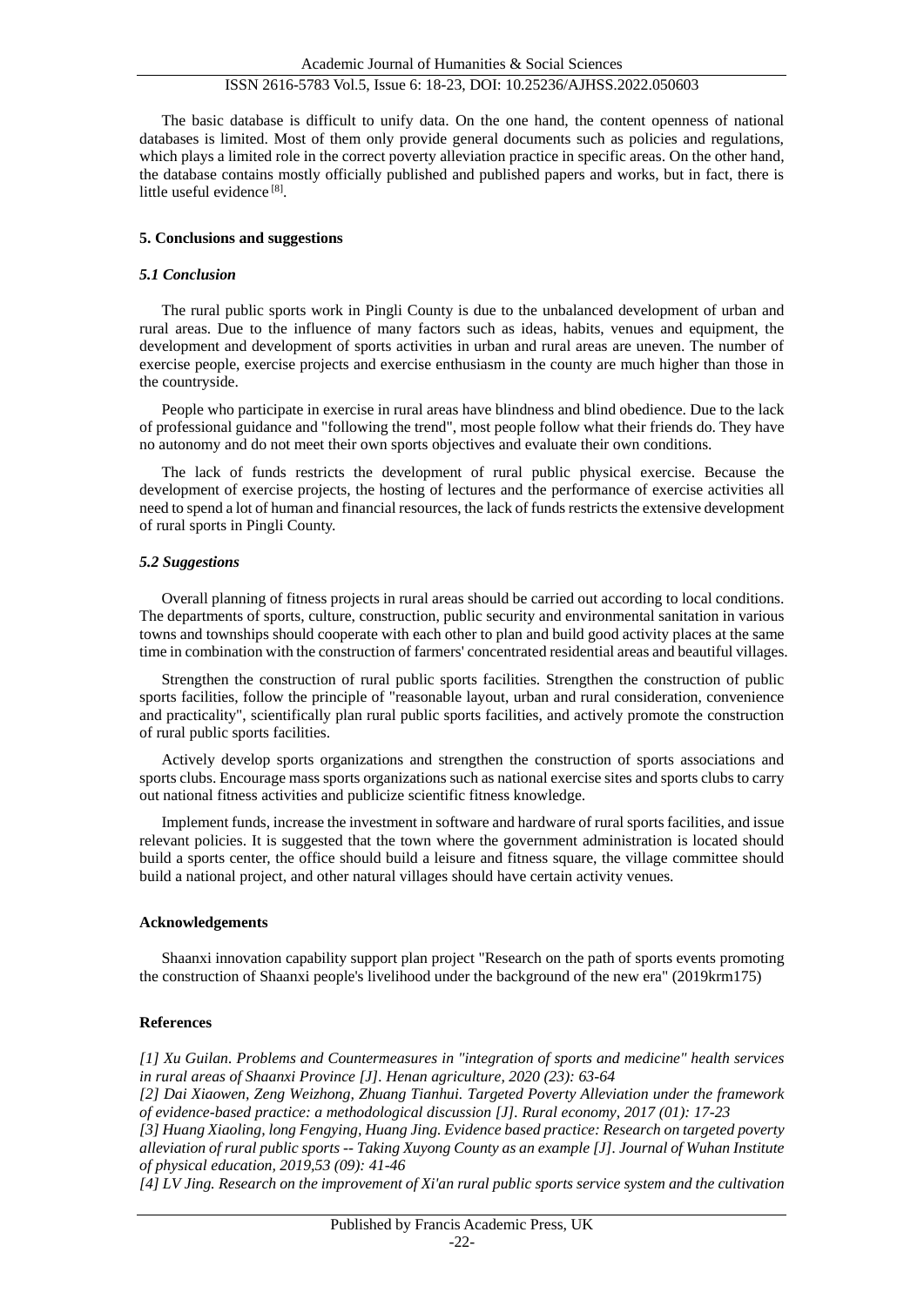The basic database is difficult to unify data. On the one hand, the content openness of national databases is limited. Most of them only provide general documents such as policies and regulations, which plays a limited role in the correct poverty alleviation practice in specific areas. On the other hand, the database contains mostly officially published and published papers and works, but in fact, there is little useful evidence [8].

## 5. Conclusions and suggestions

### *5.1 Conclusion*

The rural public sports work in Pingli County is due to the unbalanced development of urban and rural areas. Due to the influence of many factors such as ideas, habits, venues and equipment, the development and development of sports activities in urban and rural areas are uneven. The number of exercise people, exercise projects and exercise enthusiasm in the county are much higher than those in the countryside.

People who participate in exercise in rural areas have blindness and blind obedience. Due to the lack of professional guidance and "following the trend", most people follow what their friends do. They have no autonomy and do not meet their own sports objectives and evaluate their own conditions.

The lack of funds restricts the development of rural public physical exercise. Because the development of exercise projects, the hosting of lectures and the performance of exercise activities all need to spend a lot of human and financial resources, the lack of funds restricts the extensive development of rural sports in Pingli County.

### *5.2 Suggestions*

Overall planning of fitness projects in rural areas should be carried out according to local conditions. The departments of sports, culture, construction, public security and environmental sanitation in various towns and townships should cooperate with each other to plan and build good activity places at the same time in combination with the construction of farmers' concentrated residential areas and beautiful villages.

Strengthen the construction of rural public sports facilities. Strengthen the construction of public sports facilities, follow the principle of "reasonable layout, urban and rural consideration, convenience and practicality", scientifically plan rural public sports facilities, and actively promote the construction of rural public sports facilities.

Actively develop sports organizations and strengthen the construction of sports associations and sports clubs. Encourage mass sports organizations such as national exercise sites and sports clubs to carry out national fitness activities and publicize scientific fitness knowledge.

Implement funds, increase the investment in software and hardware of rural sports facilities, and issue relevant policies. It is suggested that the town where the government administration is located should build a sports center, the office should build a leisure and fitness square, the village committee should build a national project, and other natural villages should have certain activity venues.

## Acknowledgements

Shaanxi innovation capability support plan project "Research on the path of sports events promoting the construction of Shaanxi people's livelihood under the background of the new era" (2019krm175)

## References

*[1] Xu Guilan. Problems and Countermeasures in "integration of sports and medicine" health services in rural areas of Shaanxi Province [J]. Henan agriculture, 2020 (23): 63-64*

*[2] Dai Xiaowen, Zeng Weizhong, Zhuang Tianhui. Targeted Poverty Alleviation under the framework of evidence-based practice: a methodological discussion [J]. Rural economy, 2017 (01): 17-23*

*[3] Huang Xiaoling, long Fengying, Huang Jing. Evidence based practice: Research on targeted poverty alleviation of rural public sports -- Taking Xuyong County as an example [J]. Journal of Wuhan Institute of physical education, 2019,53 (09): 41-46*

*[4] LV Jing. Research on the improvement of Xi'an rural public sports service system and the cultivation*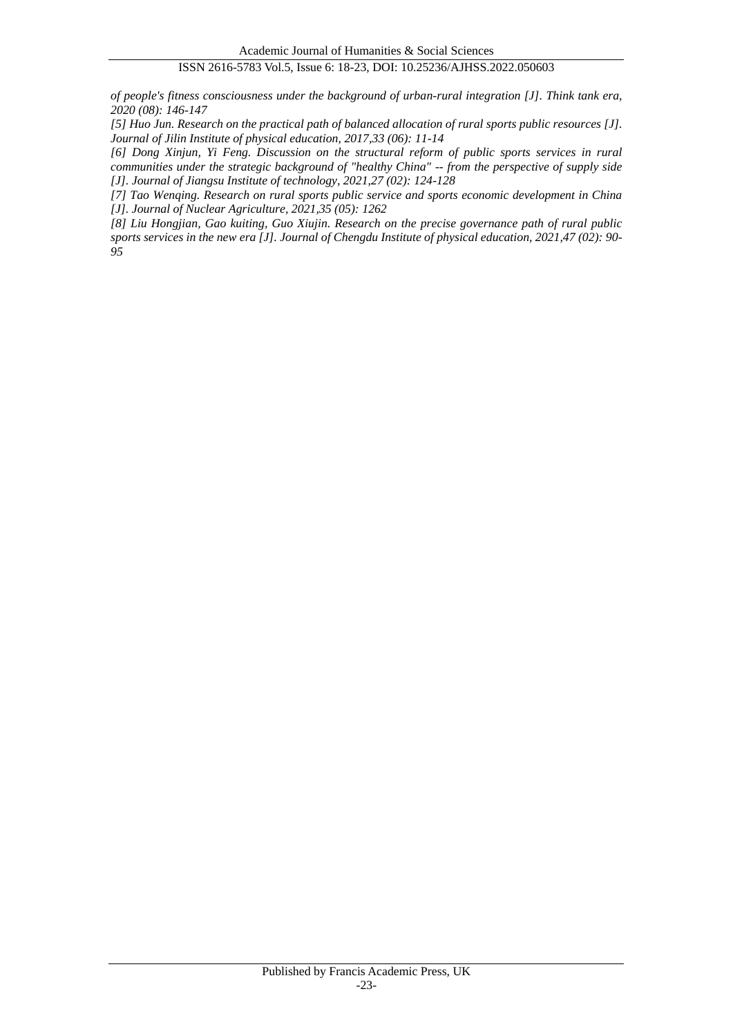*of people's fitness consciousness under the background of urban-rural integration [J]. Think tank era, 2020 (08): 146-147*

*[5] Huo Jun. Research on the practical path of balanced allocation of rural sports public resources [J]. Journal of Jilin Institute of physical education, 2017,33 (06): 11-14*

*[6] Dong Xinjun, Yi Feng. Discussion on the structural reform of public sports services in rural communities under the strategic background of "healthy China" -- from the perspective of supply side [J]. Journal of Jiangsu Institute of technology, 2021,27 (02): 124-128*

*[7] Tao Wenqing. Research on rural sports public service and sports economic development in China [J]. Journal of Nuclear Agriculture, 2021,35 (05): 1262*

*[8] Liu Hongjian, Gao kuiting, Guo Xiujin. Research on the precise governance path of rural public sports services in the new era [J]. Journal of Chengdu Institute of physical education, 2021,47 (02): 90-95*